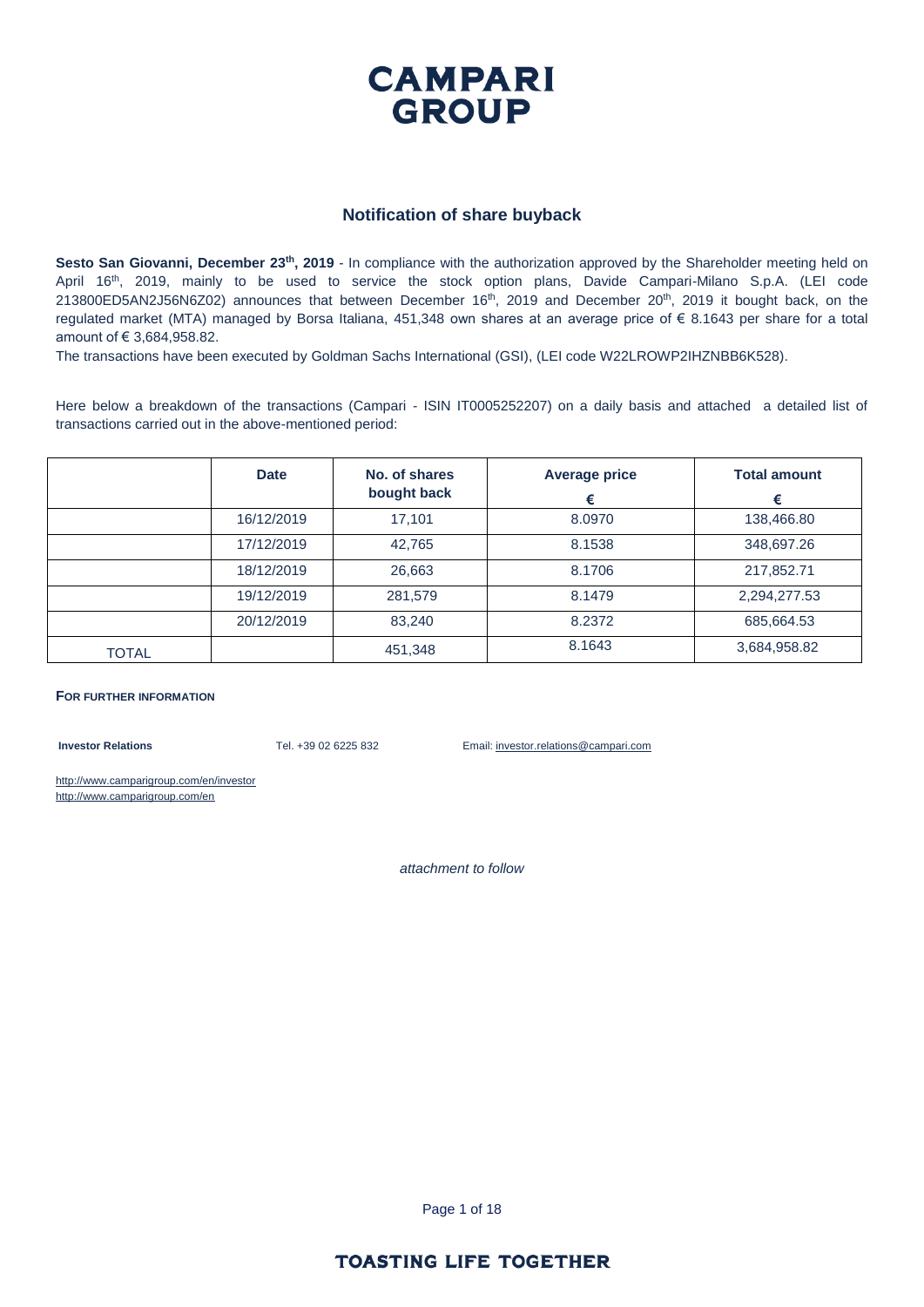# CAMPARI GROUP

## Notification of share buyback

**Sesto San Giovanni, December 23th, 2019** - In compliance with the authorization approved by the Shareholder meeting held on April 16th, 2019, mainly to be used to service the stock option plans, Davide Campari-Milano S.p.A. (LEI code 213800ED5AN2J56N6Z02) announces that between December 16th, 2019 and December 20th, 2019 it bought back, on the regulated market (MTA) managed by Borsa Italiana, 451,348 own shares at an average price of € 8.1643 per share for a total amount of € 3,684,958.82.

The transactions have been executed by Goldman Sachs International (GSI), (LEI code W22LROWP2IHZNBB6K528).

Here below a breakdown of the transactions (Campari - ISIN IT0005252207) on a daily basis and attached a detailed list of transactions carried out in the above-mentioned period:

| | Date | No. of shares bought back | Average price € | Total amount € |
|---|---|---|---|---|
| | 16/12/2019 | 17,101 | 8.0970 | 138,466.80 |
| | 17/12/2019 | 42,765 | 8.1538 | 348,697.26 |
| | 18/12/2019 | 26,663 | 8.1706 | 217,852.71 |
| | 19/12/2019 | 281,579 | 8.1479 | 2,294,277.53 |
| | 20/12/2019 | 83,240 | 8.2372 | 685,664.53 |
| TOTAL | | 451,348 | 8.1643 | 3,684,958.82 |

**FOR FURTHER INFORMATION**

**Investor Relations** Tel. +39 02 6225 832 Email: investor.relations@campari.com

http://www.camparigroup.com/en/investor
http://www.camparigroup.com/en

*attachment to follow*

**TOASTING LIFE TOGETHER**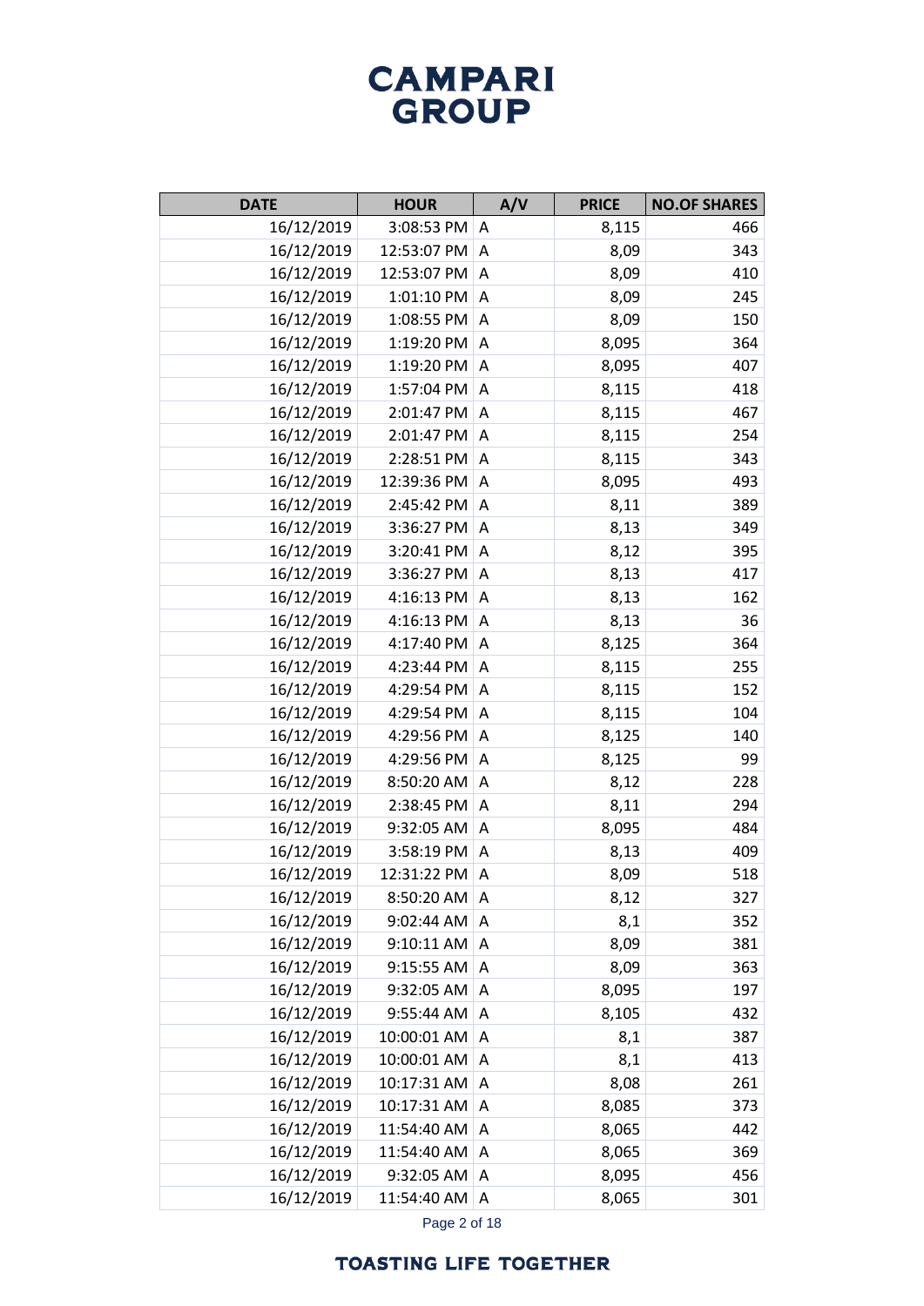# CAMPARI GROUP

| DATE | HOUR | A/V | PRICE | NO.OF SHARES |
| --- | --- | --- | --- | --- |
| 16/12/2019 | 3:08:53 PM | A | 8,115 | 466 |
| 16/12/2019 | 12:53:07 PM | A | 8,09 | 343 |
| 16/12/2019 | 12:53:07 PM | A | 8,09 | 410 |
| 16/12/2019 | 1:01:10 PM | A | 8,09 | 245 |
| 16/12/2019 | 1:08:55 PM | A | 8,09 | 150 |
| 16/12/2019 | 1:19:20 PM | A | 8,095 | 364 |
| 16/12/2019 | 1:19:20 PM | A | 8,095 | 407 |
| 16/12/2019 | 1:57:04 PM | A | 8,115 | 418 |
| 16/12/2019 | 2:01:47 PM | A | 8,115 | 467 |
| 16/12/2019 | 2:01:47 PM | A | 8,115 | 254 |
| 16/12/2019 | 2:28:51 PM | A | 8,115 | 343 |
| 16/12/2019 | 12:39:36 PM | A | 8,095 | 493 |
| 16/12/2019 | 2:45:42 PM | A | 8,11 | 389 |
| 16/12/2019 | 3:36:27 PM | A | 8,13 | 349 |
| 16/12/2019 | 3:20:41 PM | A | 8,12 | 395 |
| 16/12/2019 | 3:36:27 PM | A | 8,13 | 417 |
| 16/12/2019 | 4:16:13 PM | A | 8,13 | 162 |
| 16/12/2019 | 4:16:13 PM | A | 8,13 | 36 |
| 16/12/2019 | 4:17:40 PM | A | 8,125 | 364 |
| 16/12/2019 | 4:23:44 PM | A | 8,115 | 255 |
| 16/12/2019 | 4:29:54 PM | A | 8,115 | 152 |
| 16/12/2019 | 4:29:54 PM | A | 8,115 | 104 |
| 16/12/2019 | 4:29:56 PM | A | 8,125 | 140 |
| 16/12/2019 | 4:29:56 PM | A | 8,125 | 99 |
| 16/12/2019 | 8:50:20 AM | A | 8,12 | 228 |
| 16/12/2019 | 2:38:45 PM | A | 8,11 | 294 |
| 16/12/2019 | 9:32:05 AM | A | 8,095 | 484 |
| 16/12/2019 | 3:58:19 PM | A | 8,13 | 409 |
| 16/12/2019 | 12:31:22 PM | A | 8,09 | 518 |
| 16/12/2019 | 8:50:20 AM | A | 8,12 | 327 |
| 16/12/2019 | 9:02:44 AM | A | 8,1 | 352 |
| 16/12/2019 | 9:10:11 AM | A | 8,09 | 381 |
| 16/12/2019 | 9:15:55 AM | A | 8,09 | 363 |
| 16/12/2019 | 9:32:05 AM | A | 8,095 | 197 |
| 16/12/2019 | 9:55:44 AM | A | 8,105 | 432 |
| 16/12/2019 | 10:00:01 AM | A | 8,1 | 387 |
| 16/12/2019 | 10:00:01 AM | A | 8,1 | 413 |
| 16/12/2019 | 10:17:31 AM | A | 8,08 | 261 |
| 16/12/2019 | 10:17:31 AM | A | 8,085 | 373 |
| 16/12/2019 | 11:54:40 AM | A | 8,065 | 442 |
| 16/12/2019 | 11:54:40 AM | A | 8,065 | 369 |
| 16/12/2019 | 9:32:05 AM | A | 8,095 | 456 |
| 16/12/2019 | 11:54:40 AM | A | 8,065 | 301 |

TOASTING LIFE TOGETHER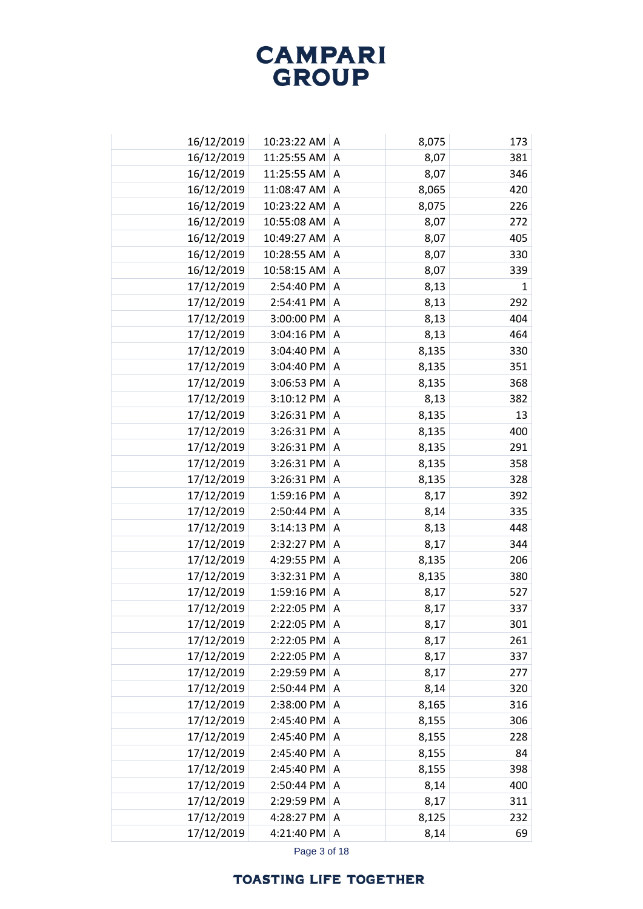| | | | | |
|---|---|---|---|---|
| 16/12/2019 | 10:23:22 AM | A | 8,075 | 173 |
| 16/12/2019 | 11:25:55 AM | A | 8,07 | 381 |
| 16/12/2019 | 11:25:55 AM | A | 8,07 | 346 |
| 16/12/2019 | 11:08:47 AM | A | 8,065 | 420 |
| 16/12/2019 | 10:23:22 AM | A | 8,075 | 226 |
| 16/12/2019 | 10:55:08 AM | A | 8,07 | 272 |
| 16/12/2019 | 10:49:27 AM | A | 8,07 | 405 |
| 16/12/2019 | 10:28:55 AM | A | 8,07 | 330 |
| 16/12/2019 | 10:58:15 AM | A | 8,07 | 339 |
| 17/12/2019 | 2:54:40 PM | A | 8,13 | 1 |
| 17/12/2019 | 2:54:41 PM | A | 8,13 | 292 |
| 17/12/2019 | 3:00:00 PM | A | 8,13 | 404 |
| 17/12/2019 | 3:04:16 PM | A | 8,13 | 464 |
| 17/12/2019 | 3:04:40 PM | A | 8,135 | 330 |
| 17/12/2019 | 3:04:40 PM | A | 8,135 | 351 |
| 17/12/2019 | 3:06:53 PM | A | 8,135 | 368 |
| 17/12/2019 | 3:10:12 PM | A | 8,13 | 382 |
| 17/12/2019 | 3:26:31 PM | A | 8,135 | 13 |
| 17/12/2019 | 3:26:31 PM | A | 8,135 | 400 |
| 17/12/2019 | 3:26:31 PM | A | 8,135 | 291 |
| 17/12/2019 | 3:26:31 PM | A | 8,135 | 358 |
| 17/12/2019 | 3:26:31 PM | A | 8,135 | 328 |
| 17/12/2019 | 1:59:16 PM | A | 8,17 | 392 |
| 17/12/2019 | 2:50:44 PM | A | 8,14 | 335 |
| 17/12/2019 | 3:14:13 PM | A | 8,13 | 448 |
| 17/12/2019 | 2:32:27 PM | A | 8,17 | 344 |
| 17/12/2019 | 4:29:55 PM | A | 8,135 | 206 |
| 17/12/2019 | 3:32:31 PM | A | 8,135 | 380 |
| 17/12/2019 | 1:59:16 PM | A | 8,17 | 527 |
| 17/12/2019 | 2:22:05 PM | A | 8,17 | 337 |
| 17/12/2019 | 2:22:05 PM | A | 8,17 | 301 |
| 17/12/2019 | 2:22:05 PM | A | 8,17 | 261 |
| 17/12/2019 | 2:22:05 PM | A | 8,17 | 337 |
| 17/12/2019 | 2:29:59 PM | A | 8,17 | 277 |
| 17/12/2019 | 2:50:44 PM | A | 8,14 | 320 |
| 17/12/2019 | 2:38:00 PM | A | 8,165 | 316 |
| 17/12/2019 | 2:45:40 PM | A | 8,155 | 306 |
| 17/12/2019 | 2:45:40 PM | A | 8,155 | 228 |
| 17/12/2019 | 2:45:40 PM | A | 8,155 | 84 |
| 17/12/2019 | 2:45:40 PM | A | 8,155 | 398 |
| 17/12/2019 | 2:50:44 PM | A | 8,14 | 400 |
| 17/12/2019 | 2:29:59 PM | A | 8,17 | 311 |
| 17/12/2019 | 4:28:27 PM | A | 8,125 | 232 |
| 17/12/2019 | 4:21:40 PM | A | 8,14 | 69 |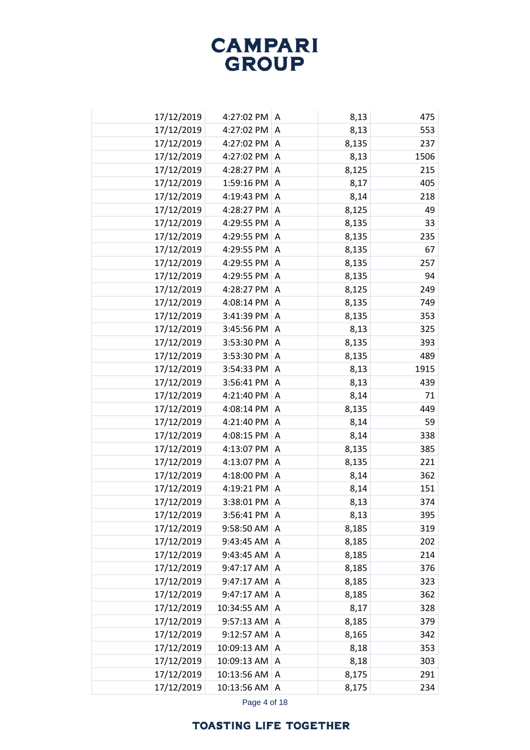| | | | | | |
|---|---|---|---|---|---|
| | 17/12/2019 | 4:27:02 PM | A | 8,13 | 475 |
| | 17/12/2019 | 4:27:02 PM | A | 8,13 | 553 |
| | 17/12/2019 | 4:27:02 PM | A | 8,135 | 237 |
| | 17/12/2019 | 4:27:02 PM | A | 8,13 | 1506 |
| | 17/12/2019 | 4:28:27 PM | A | 8,125 | 215 |
| | 17/12/2019 | 1:59:16 PM | A | 8,17 | 405 |
| | 17/12/2019 | 4:19:43 PM | A | 8,14 | 218 |
| | 17/12/2019 | 4:28:27 PM | A | 8,125 | 49 |
| | 17/12/2019 | 4:29:55 PM | A | 8,135 | 33 |
| | 17/12/2019 | 4:29:55 PM | A | 8,135 | 235 |
| | 17/12/2019 | 4:29:55 PM | A | 8,135 | 67 |
| | 17/12/2019 | 4:29:55 PM | A | 8,135 | 257 |
| | 17/12/2019 | 4:29:55 PM | A | 8,135 | 94 |
| | 17/12/2019 | 4:28:27 PM | A | 8,125 | 249 |
| | 17/12/2019 | 4:08:14 PM | A | 8,135 | 749 |
| | 17/12/2019 | 3:41:39 PM | A | 8,135 | 353 |
| | 17/12/2019 | 3:45:56 PM | A | 8,13 | 325 |
| | 17/12/2019 | 3:53:30 PM | A | 8,135 | 393 |
| | 17/12/2019 | 3:53:30 PM | A | 8,135 | 489 |
| | 17/12/2019 | 3:54:33 PM | A | 8,13 | 1915 |
| | 17/12/2019 | 3:56:41 PM | A | 8,13 | 439 |
| | 17/12/2019 | 4:21:40 PM | A | 8,14 | 71 |
| | 17/12/2019 | 4:08:14 PM | A | 8,135 | 449 |
| | 17/12/2019 | 4:21:40 PM | A | 8,14 | 59 |
| | 17/12/2019 | 4:08:15 PM | A | 8,14 | 338 |
| | 17/12/2019 | 4:13:07 PM | A | 8,135 | 385 |
| | 17/12/2019 | 4:13:07 PM | A | 8,135 | 221 |
| | 17/12/2019 | 4:18:00 PM | A | 8,14 | 362 |
| | 17/12/2019 | 4:19:21 PM | A | 8,14 | 151 |
| | 17/12/2019 | 3:38:01 PM | A | 8,13 | 374 |
| | 17/12/2019 | 3:56:41 PM | A | 8,13 | 395 |
| | 17/12/2019 | 9:58:50 AM | A | 8,185 | 319 |
| | 17/12/2019 | 9:43:45 AM | A | 8,185 | 202 |
| | 17/12/2019 | 9:43:45 AM | A | 8,185 | 214 |
| | 17/12/2019 | 9:47:17 AM | A | 8,185 | 376 |
| | 17/12/2019 | 9:47:17 AM | A | 8,185 | 323 |
| | 17/12/2019 | 9:47:17 AM | A | 8,185 | 362 |
| | 17/12/2019 | 10:34:55 AM | A | 8,17 | 328 |
| | 17/12/2019 | 9:57:13 AM | A | 8,185 | 379 |
| | 17/12/2019 | 9:12:57 AM | A | 8,165 | 342 |
| | 17/12/2019 | 10:09:13 AM | A | 8,18 | 353 |
| | 17/12/2019 | 10:09:13 AM | A | 8,18 | 303 |
| | 17/12/2019 | 10:13:56 AM | A | 8,175 | 291 |
| | 17/12/2019 | 10:13:56 AM | A | 8,175 | 234 |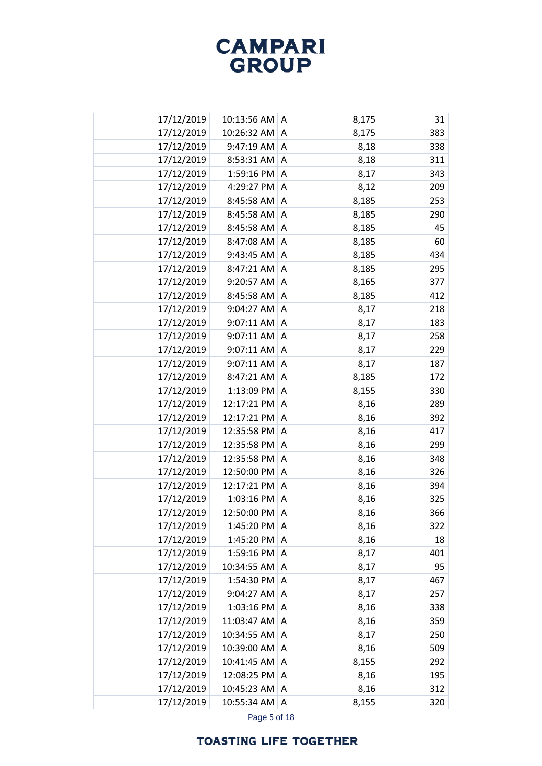| | | | | | |
|---|---|---|---|---|---|
| | 17/12/2019 | 10:13:56 AM | A | 8,175 | 31 |
| | 17/12/2019 | 10:26:32 AM | A | 8,175 | 383 |
| | 17/12/2019 | 9:47:19 AM | A | 8,18 | 338 |
| | 17/12/2019 | 8:53:31 AM | A | 8,18 | 311 |
| | 17/12/2019 | 1:59:16 PM | A | 8,17 | 343 |
| | 17/12/2019 | 4:29:27 PM | A | 8,12 | 209 |
| | 17/12/2019 | 8:45:58 AM | A | 8,185 | 253 |
| | 17/12/2019 | 8:45:58 AM | A | 8,185 | 290 |
| | 17/12/2019 | 8:45:58 AM | A | 8,185 | 45 |
| | 17/12/2019 | 8:47:08 AM | A | 8,185 | 60 |
| | 17/12/2019 | 9:43:45 AM | A | 8,185 | 434 |
| | 17/12/2019 | 8:47:21 AM | A | 8,185 | 295 |
| | 17/12/2019 | 9:20:57 AM | A | 8,165 | 377 |
| | 17/12/2019 | 8:45:58 AM | A | 8,185 | 412 |
| | 17/12/2019 | 9:04:27 AM | A | 8,17 | 218 |
| | 17/12/2019 | 9:07:11 AM | A | 8,17 | 183 |
| | 17/12/2019 | 9:07:11 AM | A | 8,17 | 258 |
| | 17/12/2019 | 9:07:11 AM | A | 8,17 | 229 |
| | 17/12/2019 | 9:07:11 AM | A | 8,17 | 187 |
| | 17/12/2019 | 8:47:21 AM | A | 8,185 | 172 |
| | 17/12/2019 | 1:13:09 PM | A | 8,155 | 330 |
| | 17/12/2019 | 12:17:21 PM | A | 8,16 | 289 |
| | 17/12/2019 | 12:17:21 PM | A | 8,16 | 392 |
| | 17/12/2019 | 12:35:58 PM | A | 8,16 | 417 |
| | 17/12/2019 | 12:35:58 PM | A | 8,16 | 299 |
| | 17/12/2019 | 12:35:58 PM | A | 8,16 | 348 |
| | 17/12/2019 | 12:50:00 PM | A | 8,16 | 326 |
| | 17/12/2019 | 12:17:21 PM | A | 8,16 | 394 |
| | 17/12/2019 | 1:03:16 PM | A | 8,16 | 325 |
| | 17/12/2019 | 12:50:00 PM | A | 8,16 | 366 |
| | 17/12/2019 | 1:45:20 PM | A | 8,16 | 322 |
| | 17/12/2019 | 1:45:20 PM | A | 8,16 | 18 |
| | 17/12/2019 | 1:59:16 PM | A | 8,17 | 401 |
| | 17/12/2019 | 10:34:55 AM | A | 8,17 | 95 |
| | 17/12/2019 | 1:54:30 PM | A | 8,17 | 467 |
| | 17/12/2019 | 9:04:27 AM | A | 8,17 | 257 |
| | 17/12/2019 | 1:03:16 PM | A | 8,16 | 338 |
| | 17/12/2019 | 11:03:47 AM | A | 8,16 | 359 |
| | 17/12/2019 | 10:34:55 AM | A | 8,17 | 250 |
| | 17/12/2019 | 10:39:00 AM | A | 8,16 | 509 |
| | 17/12/2019 | 10:41:45 AM | A | 8,155 | 292 |
| | 17/12/2019 | 12:08:25 PM | A | 8,16 | 195 |
| | 17/12/2019 | 10:45:23 AM | A | 8,16 | 312 |
| | 17/12/2019 | 10:55:34 AM | A | 8,155 | 320 |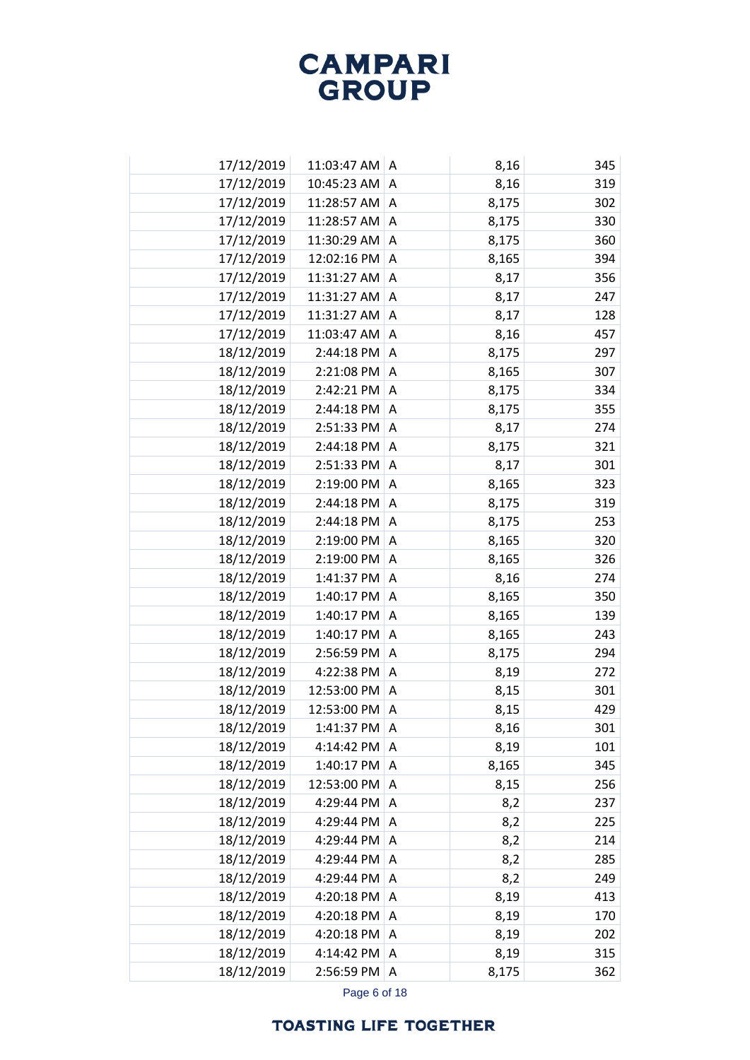| | | | | |
|---|---|---|---|---|
| 17/12/2019 | 11:03:47 AM | A | 8,16 | 345 |
| 17/12/2019 | 10:45:23 AM | A | 8,16 | 319 |
| 17/12/2019 | 11:28:57 AM | A | 8,175 | 302 |
| 17/12/2019 | 11:28:57 AM | A | 8,175 | 330 |
| 17/12/2019 | 11:30:29 AM | A | 8,175 | 360 |
| 17/12/2019 | 12:02:16 PM | A | 8,165 | 394 |
| 17/12/2019 | 11:31:27 AM | A | 8,17 | 356 |
| 17/12/2019 | 11:31:27 AM | A | 8,17 | 247 |
| 17/12/2019 | 11:31:27 AM | A | 8,17 | 128 |
| 17/12/2019 | 11:03:47 AM | A | 8,16 | 457 |
| 18/12/2019 | 2:44:18 PM | A | 8,175 | 297 |
| 18/12/2019 | 2:21:08 PM | A | 8,165 | 307 |
| 18/12/2019 | 2:42:21 PM | A | 8,175 | 334 |
| 18/12/2019 | 2:44:18 PM | A | 8,175 | 355 |
| 18/12/2019 | 2:51:33 PM | A | 8,17 | 274 |
| 18/12/2019 | 2:44:18 PM | A | 8,175 | 321 |
| 18/12/2019 | 2:51:33 PM | A | 8,17 | 301 |
| 18/12/2019 | 2:19:00 PM | A | 8,165 | 323 |
| 18/12/2019 | 2:44:18 PM | A | 8,175 | 319 |
| 18/12/2019 | 2:44:18 PM | A | 8,175 | 253 |
| 18/12/2019 | 2:19:00 PM | A | 8,165 | 320 |
| 18/12/2019 | 2:19:00 PM | A | 8,165 | 326 |
| 18/12/2019 | 1:41:37 PM | A | 8,16 | 274 |
| 18/12/2019 | 1:40:17 PM | A | 8,165 | 350 |
| 18/12/2019 | 1:40:17 PM | A | 8,165 | 139 |
| 18/12/2019 | 1:40:17 PM | A | 8,165 | 243 |
| 18/12/2019 | 2:56:59 PM | A | 8,175 | 294 |
| 18/12/2019 | 4:22:38 PM | A | 8,19 | 272 |
| 18/12/2019 | 12:53:00 PM | A | 8,15 | 301 |
| 18/12/2019 | 12:53:00 PM | A | 8,15 | 429 |
| 18/12/2019 | 1:41:37 PM | A | 8,16 | 301 |
| 18/12/2019 | 4:14:42 PM | A | 8,19 | 101 |
| 18/12/2019 | 1:40:17 PM | A | 8,165 | 345 |
| 18/12/2019 | 12:53:00 PM | A | 8,15 | 256 |
| 18/12/2019 | 4:29:44 PM | A | 8,2 | 237 |
| 18/12/2019 | 4:29:44 PM | A | 8,2 | 225 |
| 18/12/2019 | 4:29:44 PM | A | 8,2 | 214 |
| 18/12/2019 | 4:29:44 PM | A | 8,2 | 285 |
| 18/12/2019 | 4:29:44 PM | A | 8,2 | 249 |
| 18/12/2019 | 4:20:18 PM | A | 8,19 | 413 |
| 18/12/2019 | 4:20:18 PM | A | 8,19 | 170 |
| 18/12/2019 | 4:20:18 PM | A | 8,19 | 202 |
| 18/12/2019 | 4:14:42 PM | A | 8,19 | 315 |
| 18/12/2019 | 2:56:59 PM | A | 8,175 | 362 |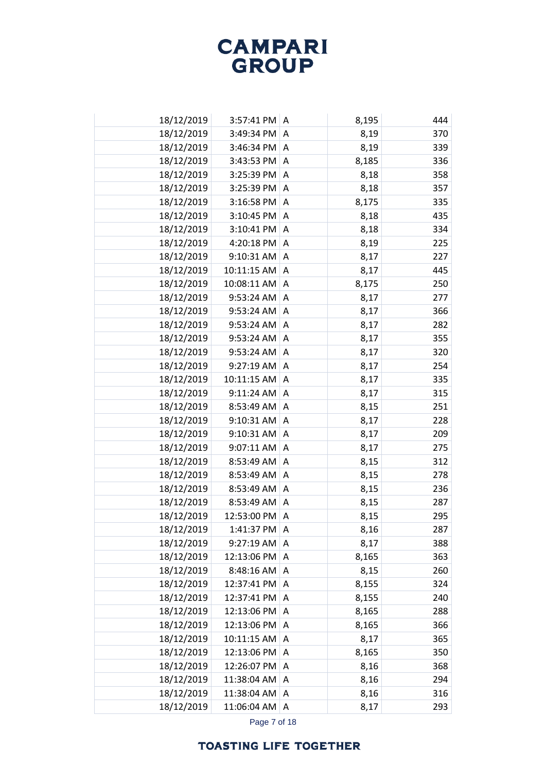| | | | | | |
|---|---|---|---|---|---|
| | 18/12/2019 | 3:57:41 PM | A | 8,195 | 444 |
| | 18/12/2019 | 3:49:34 PM | A | 8,19 | 370 |
| | 18/12/2019 | 3:46:34 PM | A | 8,19 | 339 |
| | 18/12/2019 | 3:43:53 PM | A | 8,185 | 336 |
| | 18/12/2019 | 3:25:39 PM | A | 8,18 | 358 |
| | 18/12/2019 | 3:25:39 PM | A | 8,18 | 357 |
| | 18/12/2019 | 3:16:58 PM | A | 8,175 | 335 |
| | 18/12/2019 | 3:10:45 PM | A | 8,18 | 435 |
| | 18/12/2019 | 3:10:41 PM | A | 8,18 | 334 |
| | 18/12/2019 | 4:20:18 PM | A | 8,19 | 225 |
| | 18/12/2019 | 9:10:31 AM | A | 8,17 | 227 |
| | 18/12/2019 | 10:11:15 AM | A | 8,17 | 445 |
| | 18/12/2019 | 10:08:11 AM | A | 8,175 | 250 |
| | 18/12/2019 | 9:53:24 AM | A | 8,17 | 277 |
| | 18/12/2019 | 9:53:24 AM | A | 8,17 | 366 |
| | 18/12/2019 | 9:53:24 AM | A | 8,17 | 282 |
| | 18/12/2019 | 9:53:24 AM | A | 8,17 | 355 |
| | 18/12/2019 | 9:53:24 AM | A | 8,17 | 320 |
| | 18/12/2019 | 9:27:19 AM | A | 8,17 | 254 |
| | 18/12/2019 | 10:11:15 AM | A | 8,17 | 335 |
| | 18/12/2019 | 9:11:24 AM | A | 8,17 | 315 |
| | 18/12/2019 | 8:53:49 AM | A | 8,15 | 251 |
| | 18/12/2019 | 9:10:31 AM | A | 8,17 | 228 |
| | 18/12/2019 | 9:10:31 AM | A | 8,17 | 209 |
| | 18/12/2019 | 9:07:11 AM | A | 8,17 | 275 |
| | 18/12/2019 | 8:53:49 AM | A | 8,15 | 312 |
| | 18/12/2019 | 8:53:49 AM | A | 8,15 | 278 |
| | 18/12/2019 | 8:53:49 AM | A | 8,15 | 236 |
| | 18/12/2019 | 8:53:49 AM | A | 8,15 | 287 |
| | 18/12/2019 | 12:53:00 PM | A | 8,15 | 295 |
| | 18/12/2019 | 1:41:37 PM | A | 8,16 | 287 |
| | 18/12/2019 | 9:27:19 AM | A | 8,17 | 388 |
| | 18/12/2019 | 12:13:06 PM | A | 8,165 | 363 |
| | 18/12/2019 | 8:48:16 AM | A | 8,15 | 260 |
| | 18/12/2019 | 12:37:41 PM | A | 8,155 | 324 |
| | 18/12/2019 | 12:37:41 PM | A | 8,155 | 240 |
| | 18/12/2019 | 12:13:06 PM | A | 8,165 | 288 |
| | 18/12/2019 | 12:13:06 PM | A | 8,165 | 366 |
| | 18/12/2019 | 10:11:15 AM | A | 8,17 | 365 |
| | 18/12/2019 | 12:13:06 PM | A | 8,165 | 350 |
| | 18/12/2019 | 12:26:07 PM | A | 8,16 | 368 |
| | 18/12/2019 | 11:38:04 AM | A | 8,16 | 294 |
| | 18/12/2019 | 11:38:04 AM | A | 8,16 | 316 |
| | 18/12/2019 | 11:06:04 AM | A | 8,17 | 293 |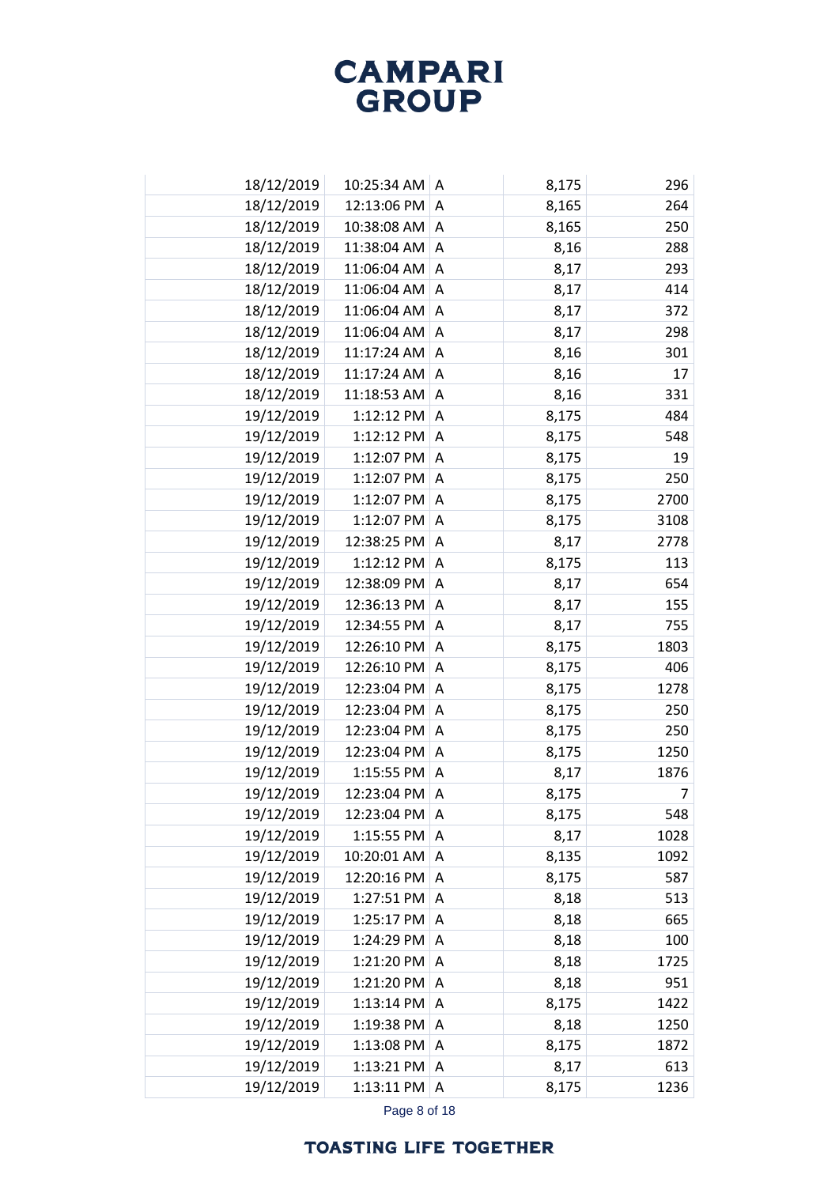| | | | | |
|---|---|---|---|---|
| 18/12/2019 | 10:25:34 AM | A | 8,175 | 296 |
| 18/12/2019 | 12:13:06 PM | A | 8,165 | 264 |
| 18/12/2019 | 10:38:08 AM | A | 8,165 | 250 |
| 18/12/2019 | 11:38:04 AM | A | 8,16 | 288 |
| 18/12/2019 | 11:06:04 AM | A | 8,17 | 293 |
| 18/12/2019 | 11:06:04 AM | A | 8,17 | 414 |
| 18/12/2019 | 11:06:04 AM | A | 8,17 | 372 |
| 18/12/2019 | 11:06:04 AM | A | 8,17 | 298 |
| 18/12/2019 | 11:17:24 AM | A | 8,16 | 301 |
| 18/12/2019 | 11:17:24 AM | A | 8,16 | 17 |
| 18/12/2019 | 11:18:53 AM | A | 8,16 | 331 |
| 19/12/2019 | 1:12:12 PM | A | 8,175 | 484 |
| 19/12/2019 | 1:12:12 PM | A | 8,175 | 548 |
| 19/12/2019 | 1:12:07 PM | A | 8,175 | 19 |
| 19/12/2019 | 1:12:07 PM | A | 8,175 | 250 |
| 19/12/2019 | 1:12:07 PM | A | 8,175 | 2700 |
| 19/12/2019 | 1:12:07 PM | A | 8,175 | 3108 |
| 19/12/2019 | 12:38:25 PM | A | 8,17 | 2778 |
| 19/12/2019 | 1:12:12 PM | A | 8,175 | 113 |
| 19/12/2019 | 12:38:09 PM | A | 8,17 | 654 |
| 19/12/2019 | 12:36:13 PM | A | 8,17 | 155 |
| 19/12/2019 | 12:34:55 PM | A | 8,17 | 755 |
| 19/12/2019 | 12:26:10 PM | A | 8,175 | 1803 |
| 19/12/2019 | 12:26:10 PM | A | 8,175 | 406 |
| 19/12/2019 | 12:23:04 PM | A | 8,175 | 1278 |
| 19/12/2019 | 12:23:04 PM | A | 8,175 | 250 |
| 19/12/2019 | 12:23:04 PM | A | 8,175 | 250 |
| 19/12/2019 | 12:23:04 PM | A | 8,175 | 1250 |
| 19/12/2019 | 1:15:55 PM | A | 8,17 | 1876 |
| 19/12/2019 | 12:23:04 PM | A | 8,175 | 7 |
| 19/12/2019 | 12:23:04 PM | A | 8,175 | 548 |
| 19/12/2019 | 1:15:55 PM | A | 8,17 | 1028 |
| 19/12/2019 | 10:20:01 AM | A | 8,135 | 1092 |
| 19/12/2019 | 12:20:16 PM | A | 8,175 | 587 |
| 19/12/2019 | 1:27:51 PM | A | 8,18 | 513 |
| 19/12/2019 | 1:25:17 PM | A | 8,18 | 665 |
| 19/12/2019 | 1:24:29 PM | A | 8,18 | 100 |
| 19/12/2019 | 1:21:20 PM | A | 8,18 | 1725 |
| 19/12/2019 | 1:21:20 PM | A | 8,18 | 951 |
| 19/12/2019 | 1:13:14 PM | A | 8,175 | 1422 |
| 19/12/2019 | 1:19:38 PM | A | 8,18 | 1250 |
| 19/12/2019 | 1:13:08 PM | A | 8,175 | 1872 |
| 19/12/2019 | 1:13:21 PM | A | 8,17 | 613 |
| 19/12/2019 | 1:13:11 PM | A | 8,175 | 1236 |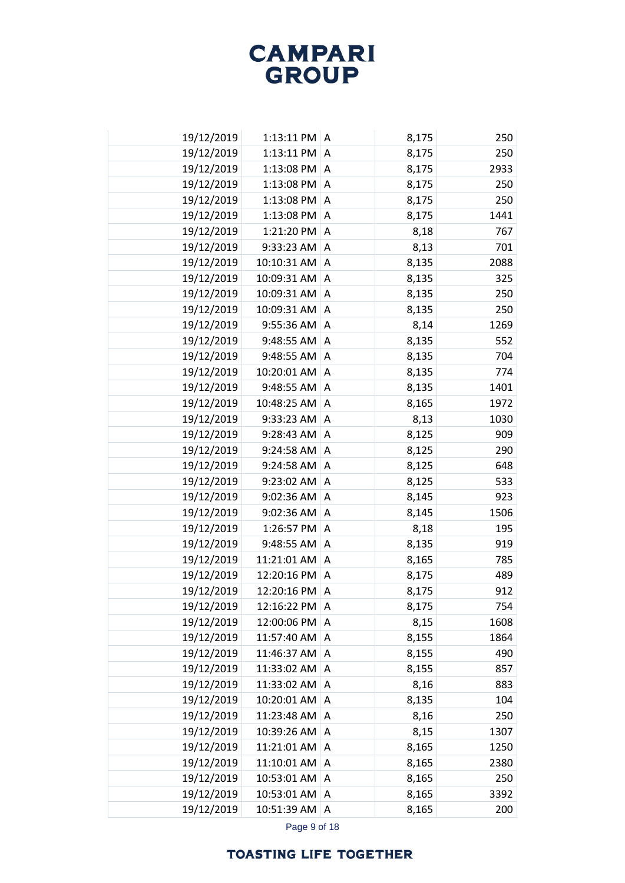| | | | | |
|---|---|---|---|---|
| 19/12/2019 | 1:13:11 PM | A | 8,175 | 250 |
| 19/12/2019 | 1:13:11 PM | A | 8,175 | 250 |
| 19/12/2019 | 1:13:08 PM | A | 8,175 | 2933 |
| 19/12/2019 | 1:13:08 PM | A | 8,175 | 250 |
| 19/12/2019 | 1:13:08 PM | A | 8,175 | 250 |
| 19/12/2019 | 1:13:08 PM | A | 8,175 | 1441 |
| 19/12/2019 | 1:21:20 PM | A | 8,18 | 767 |
| 19/12/2019 | 9:33:23 AM | A | 8,13 | 701 |
| 19/12/2019 | 10:10:31 AM | A | 8,135 | 2088 |
| 19/12/2019 | 10:09:31 AM | A | 8,135 | 325 |
| 19/12/2019 | 10:09:31 AM | A | 8,135 | 250 |
| 19/12/2019 | 10:09:31 AM | A | 8,135 | 250 |
| 19/12/2019 | 9:55:36 AM | A | 8,14 | 1269 |
| 19/12/2019 | 9:48:55 AM | A | 8,135 | 552 |
| 19/12/2019 | 9:48:55 AM | A | 8,135 | 704 |
| 19/12/2019 | 10:20:01 AM | A | 8,135 | 774 |
| 19/12/2019 | 9:48:55 AM | A | 8,135 | 1401 |
| 19/12/2019 | 10:48:25 AM | A | 8,165 | 1972 |
| 19/12/2019 | 9:33:23 AM | A | 8,13 | 1030 |
| 19/12/2019 | 9:28:43 AM | A | 8,125 | 909 |
| 19/12/2019 | 9:24:58 AM | A | 8,125 | 290 |
| 19/12/2019 | 9:24:58 AM | A | 8,125 | 648 |
| 19/12/2019 | 9:23:02 AM | A | 8,125 | 533 |
| 19/12/2019 | 9:02:36 AM | A | 8,145 | 923 |
| 19/12/2019 | 9:02:36 AM | A | 8,145 | 1506 |
| 19/12/2019 | 1:26:57 PM | A | 8,18 | 195 |
| 19/12/2019 | 9:48:55 AM | A | 8,135 | 919 |
| 19/12/2019 | 11:21:01 AM | A | 8,165 | 785 |
| 19/12/2019 | 12:20:16 PM | A | 8,175 | 489 |
| 19/12/2019 | 12:20:16 PM | A | 8,175 | 912 |
| 19/12/2019 | 12:16:22 PM | A | 8,175 | 754 |
| 19/12/2019 | 12:00:06 PM | A | 8,15 | 1608 |
| 19/12/2019 | 11:57:40 AM | A | 8,155 | 1864 |
| 19/12/2019 | 11:46:37 AM | A | 8,155 | 490 |
| 19/12/2019 | 11:33:02 AM | A | 8,155 | 857 |
| 19/12/2019 | 11:33:02 AM | A | 8,16 | 883 |
| 19/12/2019 | 10:20:01 AM | A | 8,135 | 104 |
| 19/12/2019 | 11:23:48 AM | A | 8,16 | 250 |
| 19/12/2019 | 10:39:26 AM | A | 8,15 | 1307 |
| 19/12/2019 | 11:21:01 AM | A | 8,165 | 1250 |
| 19/12/2019 | 11:10:01 AM | A | 8,165 | 2380 |
| 19/12/2019 | 10:53:01 AM | A | 8,165 | 250 |
| 19/12/2019 | 10:53:01 AM | A | 8,165 | 3392 |
| 19/12/2019 | 10:51:39 AM | A | 8,165 | 200 |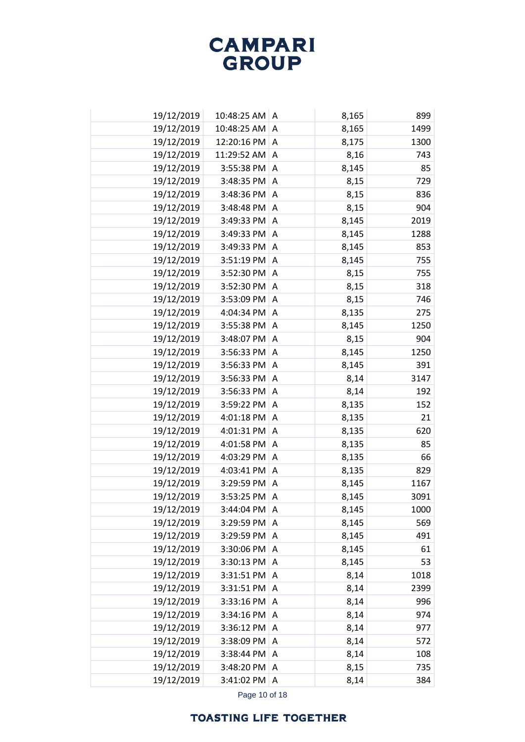| | | | | | |
|---|---|---|---|---|---|
| | 19/12/2019 | 10:48:25 AM | A | 8,165 | 899 |
| | 19/12/2019 | 10:48:25 AM | A | 8,165 | 1499 |
| | 19/12/2019 | 12:20:16 PM | A | 8,175 | 1300 |
| | 19/12/2019 | 11:29:52 AM | A | 8,16 | 743 |
| | 19/12/2019 | 3:55:38 PM | A | 8,145 | 85 |
| | 19/12/2019 | 3:48:35 PM | A | 8,15 | 729 |
| | 19/12/2019 | 3:48:36 PM | A | 8,15 | 836 |
| | 19/12/2019 | 3:48:48 PM | A | 8,15 | 904 |
| | 19/12/2019 | 3:49:33 PM | A | 8,145 | 2019 |
| | 19/12/2019 | 3:49:33 PM | A | 8,145 | 1288 |
| | 19/12/2019 | 3:49:33 PM | A | 8,145 | 853 |
| | 19/12/2019 | 3:51:19 PM | A | 8,145 | 755 |
| | 19/12/2019 | 3:52:30 PM | A | 8,15 | 755 |
| | 19/12/2019 | 3:52:30 PM | A | 8,15 | 318 |
| | 19/12/2019 | 3:53:09 PM | A | 8,15 | 746 |
| | 19/12/2019 | 4:04:34 PM | A | 8,135 | 275 |
| | 19/12/2019 | 3:55:38 PM | A | 8,145 | 1250 |
| | 19/12/2019 | 3:48:07 PM | A | 8,15 | 904 |
| | 19/12/2019 | 3:56:33 PM | A | 8,145 | 1250 |
| | 19/12/2019 | 3:56:33 PM | A | 8,145 | 391 |
| | 19/12/2019 | 3:56:33 PM | A | 8,14 | 3147 |
| | 19/12/2019 | 3:56:33 PM | A | 8,14 | 192 |
| | 19/12/2019 | 3:59:22 PM | A | 8,135 | 152 |
| | 19/12/2019 | 4:01:18 PM | A | 8,135 | 21 |
| | 19/12/2019 | 4:01:31 PM | A | 8,135 | 620 |
| | 19/12/2019 | 4:01:58 PM | A | 8,135 | 85 |
| | 19/12/2019 | 4:03:29 PM | A | 8,135 | 66 |
| | 19/12/2019 | 4:03:41 PM | A | 8,135 | 829 |
| | 19/12/2019 | 3:29:59 PM | A | 8,145 | 1167 |
| | 19/12/2019 | 3:53:25 PM | A | 8,145 | 3091 |
| | 19/12/2019 | 3:44:04 PM | A | 8,145 | 1000 |
| | 19/12/2019 | 3:29:59 PM | A | 8,145 | 569 |
| | 19/12/2019 | 3:29:59 PM | A | 8,145 | 491 |
| | 19/12/2019 | 3:30:06 PM | A | 8,145 | 61 |
| | 19/12/2019 | 3:30:13 PM | A | 8,145 | 53 |
| | 19/12/2019 | 3:31:51 PM | A | 8,14 | 1018 |
| | 19/12/2019 | 3:31:51 PM | A | 8,14 | 2399 |
| | 19/12/2019 | 3:33:16 PM | A | 8,14 | 996 |
| | 19/12/2019 | 3:34:16 PM | A | 8,14 | 974 |
| | 19/12/2019 | 3:36:12 PM | A | 8,14 | 977 |
| | 19/12/2019 | 3:38:09 PM | A | 8,14 | 572 |
| | 19/12/2019 | 3:38:44 PM | A | 8,14 | 108 |
| | 19/12/2019 | 3:48:20 PM | A | 8,15 | 735 |
| | 19/12/2019 | 3:41:02 PM | A | 8,14 | 384 |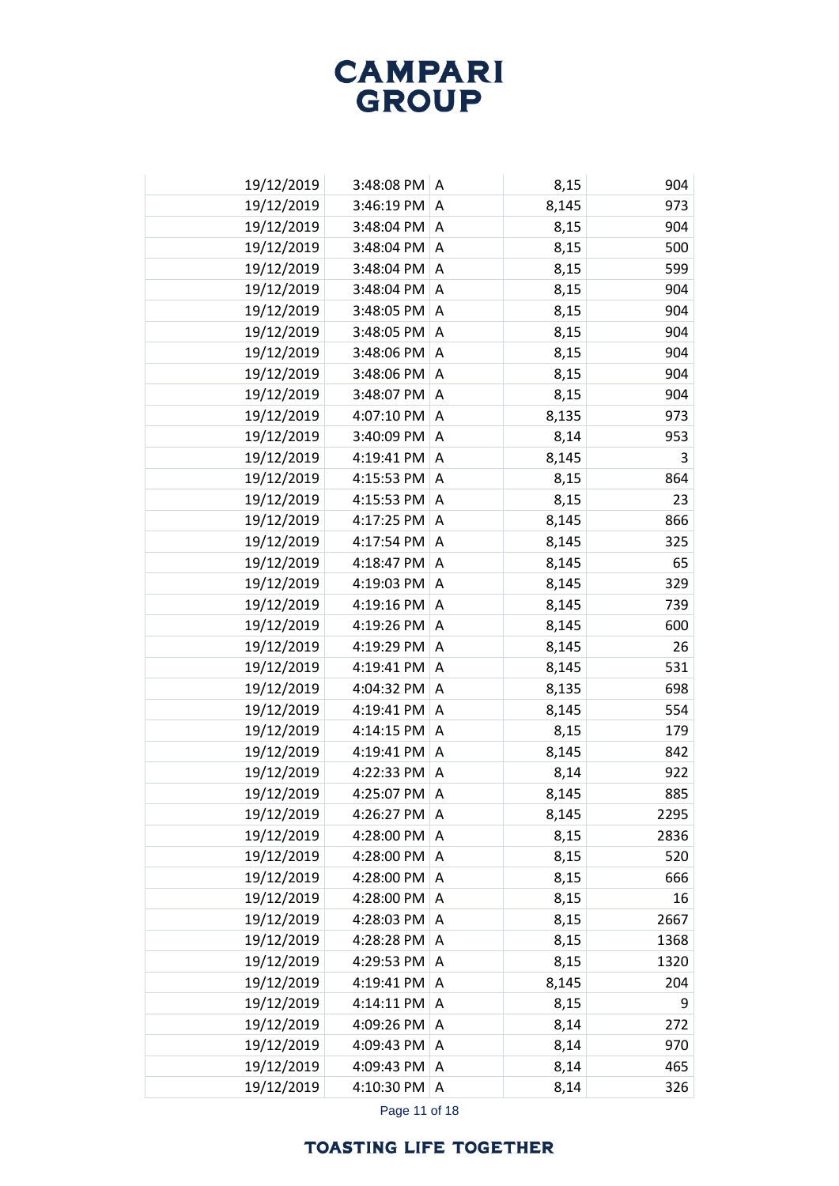| | | | | |
|---|---|---|---|---|
| 19/12/2019 | 3:48:08 PM | A | 8,15 | 904 |
| 19/12/2019 | 3:46:19 PM | A | 8,145 | 973 |
| 19/12/2019 | 3:48:04 PM | A | 8,15 | 904 |
| 19/12/2019 | 3:48:04 PM | A | 8,15 | 500 |
| 19/12/2019 | 3:48:04 PM | A | 8,15 | 599 |
| 19/12/2019 | 3:48:04 PM | A | 8,15 | 904 |
| 19/12/2019 | 3:48:05 PM | A | 8,15 | 904 |
| 19/12/2019 | 3:48:05 PM | A | 8,15 | 904 |
| 19/12/2019 | 3:48:06 PM | A | 8,15 | 904 |
| 19/12/2019 | 3:48:06 PM | A | 8,15 | 904 |
| 19/12/2019 | 3:48:07 PM | A | 8,15 | 904 |
| 19/12/2019 | 4:07:10 PM | A | 8,135 | 973 |
| 19/12/2019 | 3:40:09 PM | A | 8,14 | 953 |
| 19/12/2019 | 4:19:41 PM | A | 8,145 | 3 |
| 19/12/2019 | 4:15:53 PM | A | 8,15 | 864 |
| 19/12/2019 | 4:15:53 PM | A | 8,15 | 23 |
| 19/12/2019 | 4:17:25 PM | A | 8,145 | 866 |
| 19/12/2019 | 4:17:54 PM | A | 8,145 | 325 |
| 19/12/2019 | 4:18:47 PM | A | 8,145 | 65 |
| 19/12/2019 | 4:19:03 PM | A | 8,145 | 329 |
| 19/12/2019 | 4:19:16 PM | A | 8,145 | 739 |
| 19/12/2019 | 4:19:26 PM | A | 8,145 | 600 |
| 19/12/2019 | 4:19:29 PM | A | 8,145 | 26 |
| 19/12/2019 | 4:19:41 PM | A | 8,145 | 531 |
| 19/12/2019 | 4:04:32 PM | A | 8,135 | 698 |
| 19/12/2019 | 4:19:41 PM | A | 8,145 | 554 |
| 19/12/2019 | 4:14:15 PM | A | 8,15 | 179 |
| 19/12/2019 | 4:19:41 PM | A | 8,145 | 842 |
| 19/12/2019 | 4:22:33 PM | A | 8,14 | 922 |
| 19/12/2019 | 4:25:07 PM | A | 8,145 | 885 |
| 19/12/2019 | 4:26:27 PM | A | 8,145 | 2295 |
| 19/12/2019 | 4:28:00 PM | A | 8,15 | 2836 |
| 19/12/2019 | 4:28:00 PM | A | 8,15 | 520 |
| 19/12/2019 | 4:28:00 PM | A | 8,15 | 666 |
| 19/12/2019 | 4:28:00 PM | A | 8,15 | 16 |
| 19/12/2019 | 4:28:03 PM | A | 8,15 | 2667 |
| 19/12/2019 | 4:28:28 PM | A | 8,15 | 1368 |
| 19/12/2019 | 4:29:53 PM | A | 8,15 | 1320 |
| 19/12/2019 | 4:19:41 PM | A | 8,145 | 204 |
| 19/12/2019 | 4:14:11 PM | A | 8,15 | 9 |
| 19/12/2019 | 4:09:26 PM | A | 8,14 | 272 |
| 19/12/2019 | 4:09:43 PM | A | 8,14 | 970 |
| 19/12/2019 | 4:09:43 PM | A | 8,14 | 465 |
| 19/12/2019 | 4:10:30 PM | A | 8,14 | 326 |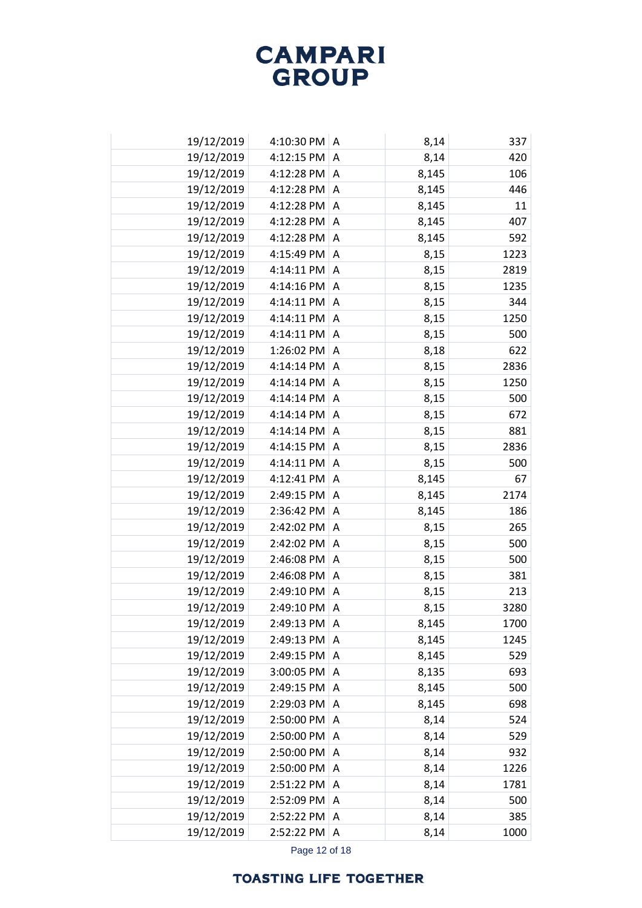| | | | | |
|---|---|---|---|---|
| 19/12/2019 | 4:10:30 PM | A | 8,14 | 337 |
| 19/12/2019 | 4:12:15 PM | A | 8,14 | 420 |
| 19/12/2019 | 4:12:28 PM | A | 8,145 | 106 |
| 19/12/2019 | 4:12:28 PM | A | 8,145 | 446 |
| 19/12/2019 | 4:12:28 PM | A | 8,145 | 11 |
| 19/12/2019 | 4:12:28 PM | A | 8,145 | 407 |
| 19/12/2019 | 4:12:28 PM | A | 8,145 | 592 |
| 19/12/2019 | 4:15:49 PM | A | 8,15 | 1223 |
| 19/12/2019 | 4:14:11 PM | A | 8,15 | 2819 |
| 19/12/2019 | 4:14:16 PM | A | 8,15 | 1235 |
| 19/12/2019 | 4:14:11 PM | A | 8,15 | 344 |
| 19/12/2019 | 4:14:11 PM | A | 8,15 | 1250 |
| 19/12/2019 | 4:14:11 PM | A | 8,15 | 500 |
| 19/12/2019 | 1:26:02 PM | A | 8,18 | 622 |
| 19/12/2019 | 4:14:14 PM | A | 8,15 | 2836 |
| 19/12/2019 | 4:14:14 PM | A | 8,15 | 1250 |
| 19/12/2019 | 4:14:14 PM | A | 8,15 | 500 |
| 19/12/2019 | 4:14:14 PM | A | 8,15 | 672 |
| 19/12/2019 | 4:14:14 PM | A | 8,15 | 881 |
| 19/12/2019 | 4:14:15 PM | A | 8,15 | 2836 |
| 19/12/2019 | 4:14:11 PM | A | 8,15 | 500 |
| 19/12/2019 | 4:12:41 PM | A | 8,145 | 67 |
| 19/12/2019 | 2:49:15 PM | A | 8,145 | 2174 |
| 19/12/2019 | 2:36:42 PM | A | 8,145 | 186 |
| 19/12/2019 | 2:42:02 PM | A | 8,15 | 265 |
| 19/12/2019 | 2:42:02 PM | A | 8,15 | 500 |
| 19/12/2019 | 2:46:08 PM | A | 8,15 | 500 |
| 19/12/2019 | 2:46:08 PM | A | 8,15 | 381 |
| 19/12/2019 | 2:49:10 PM | A | 8,15 | 213 |
| 19/12/2019 | 2:49:10 PM | A | 8,15 | 3280 |
| 19/12/2019 | 2:49:13 PM | A | 8,145 | 1700 |
| 19/12/2019 | 2:49:13 PM | A | 8,145 | 1245 |
| 19/12/2019 | 2:49:15 PM | A | 8,145 | 529 |
| 19/12/2019 | 3:00:05 PM | A | 8,135 | 693 |
| 19/12/2019 | 2:49:15 PM | A | 8,145 | 500 |
| 19/12/2019 | 2:29:03 PM | A | 8,145 | 698 |
| 19/12/2019 | 2:50:00 PM | A | 8,14 | 524 |
| 19/12/2019 | 2:50:00 PM | A | 8,14 | 529 |
| 19/12/2019 | 2:50:00 PM | A | 8,14 | 932 |
| 19/12/2019 | 2:50:00 PM | A | 8,14 | 1226 |
| 19/12/2019 | 2:51:22 PM | A | 8,14 | 1781 |
| 19/12/2019 | 2:52:09 PM | A | 8,14 | 500 |
| 19/12/2019 | 2:52:22 PM | A | 8,14 | 385 |
| 19/12/2019 | 2:52:22 PM | A | 8,14 | 1000 |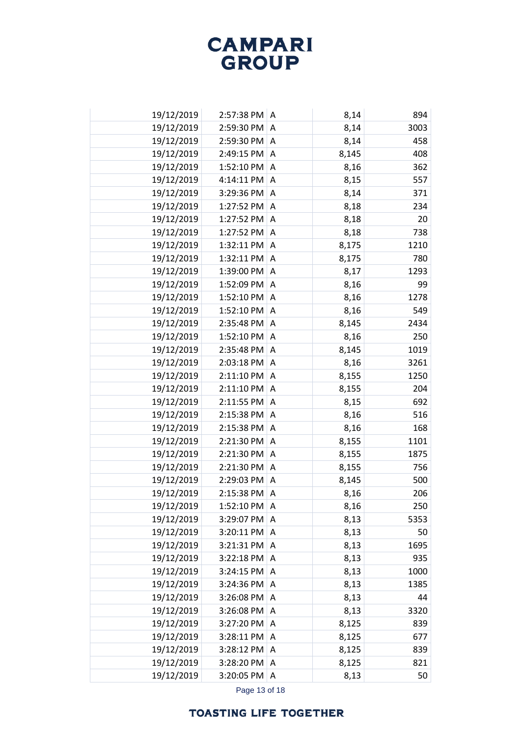| | | | | | |
|---|---|---|---|---|---|
| | 19/12/2019 | 2:57:38 PM | A | 8,14 | 894 |
| | 19/12/2019 | 2:59:30 PM | A | 8,14 | 3003 |
| | 19/12/2019 | 2:59:30 PM | A | 8,14 | 458 |
| | 19/12/2019 | 2:49:15 PM | A | 8,145 | 408 |
| | 19/12/2019 | 1:52:10 PM | A | 8,16 | 362 |
| | 19/12/2019 | 4:14:11 PM | A | 8,15 | 557 |
| | 19/12/2019 | 3:29:36 PM | A | 8,14 | 371 |
| | 19/12/2019 | 1:27:52 PM | A | 8,18 | 234 |
| | 19/12/2019 | 1:27:52 PM | A | 8,18 | 20 |
| | 19/12/2019 | 1:27:52 PM | A | 8,18 | 738 |
| | 19/12/2019 | 1:32:11 PM | A | 8,175 | 1210 |
| | 19/12/2019 | 1:32:11 PM | A | 8,175 | 780 |
| | 19/12/2019 | 1:39:00 PM | A | 8,17 | 1293 |
| | 19/12/2019 | 1:52:09 PM | A | 8,16 | 99 |
| | 19/12/2019 | 1:52:10 PM | A | 8,16 | 1278 |
| | 19/12/2019 | 1:52:10 PM | A | 8,16 | 549 |
| | 19/12/2019 | 2:35:48 PM | A | 8,145 | 2434 |
| | 19/12/2019 | 1:52:10 PM | A | 8,16 | 250 |
| | 19/12/2019 | 2:35:48 PM | A | 8,145 | 1019 |
| | 19/12/2019 | 2:03:18 PM | A | 8,16 | 3261 |
| | 19/12/2019 | 2:11:10 PM | A | 8,155 | 1250 |
| | 19/12/2019 | 2:11:10 PM | A | 8,155 | 204 |
| | 19/12/2019 | 2:11:55 PM | A | 8,15 | 692 |
| | 19/12/2019 | 2:15:38 PM | A | 8,16 | 516 |
| | 19/12/2019 | 2:15:38 PM | A | 8,16 | 168 |
| | 19/12/2019 | 2:21:30 PM | A | 8,155 | 1101 |
| | 19/12/2019 | 2:21:30 PM | A | 8,155 | 1875 |
| | 19/12/2019 | 2:21:30 PM | A | 8,155 | 756 |
| | 19/12/2019 | 2:29:03 PM | A | 8,145 | 500 |
| | 19/12/2019 | 2:15:38 PM | A | 8,16 | 206 |
| | 19/12/2019 | 1:52:10 PM | A | 8,16 | 250 |
| | 19/12/2019 | 3:29:07 PM | A | 8,13 | 5353 |
| | 19/12/2019 | 3:20:11 PM | A | 8,13 | 50 |
| | 19/12/2019 | 3:21:31 PM | A | 8,13 | 1695 |
| | 19/12/2019 | 3:22:18 PM | A | 8,13 | 935 |
| | 19/12/2019 | 3:24:15 PM | A | 8,13 | 1000 |
| | 19/12/2019 | 3:24:36 PM | A | 8,13 | 1385 |
| | 19/12/2019 | 3:26:08 PM | A | 8,13 | 44 |
| | 19/12/2019 | 3:26:08 PM | A | 8,13 | 3320 |
| | 19/12/2019 | 3:27:20 PM | A | 8,125 | 839 |
| | 19/12/2019 | 3:28:11 PM | A | 8,125 | 677 |
| | 19/12/2019 | 3:28:12 PM | A | 8,125 | 839 |
| | 19/12/2019 | 3:28:20 PM | A | 8,125 | 821 |
| | 19/12/2019 | 3:20:05 PM | A | 8,13 | 50 |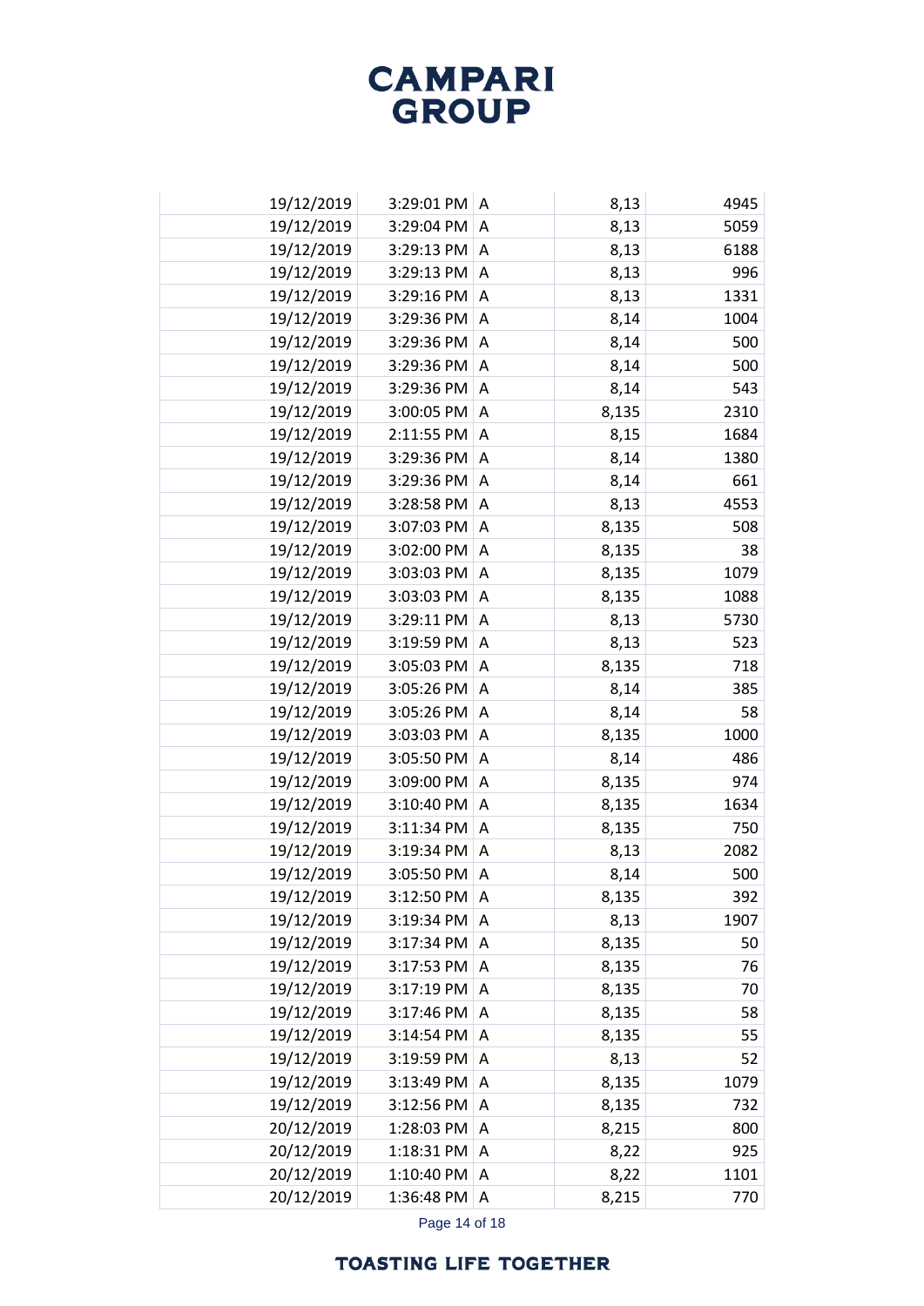| | | | | |
|---|---|---|---|---|
| 19/12/2019 | 3:29:01 PM | A | 8,13 | 4945 |
| 19/12/2019 | 3:29:04 PM | A | 8,13 | 5059 |
| 19/12/2019 | 3:29:13 PM | A | 8,13 | 6188 |
| 19/12/2019 | 3:29:13 PM | A | 8,13 | 996 |
| 19/12/2019 | 3:29:16 PM | A | 8,13 | 1331 |
| 19/12/2019 | 3:29:36 PM | A | 8,14 | 1004 |
| 19/12/2019 | 3:29:36 PM | A | 8,14 | 500 |
| 19/12/2019 | 3:29:36 PM | A | 8,14 | 500 |
| 19/12/2019 | 3:29:36 PM | A | 8,14 | 543 |
| 19/12/2019 | 3:00:05 PM | A | 8,135 | 2310 |
| 19/12/2019 | 2:11:55 PM | A | 8,15 | 1684 |
| 19/12/2019 | 3:29:36 PM | A | 8,14 | 1380 |
| 19/12/2019 | 3:29:36 PM | A | 8,14 | 661 |
| 19/12/2019 | 3:28:58 PM | A | 8,13 | 4553 |
| 19/12/2019 | 3:07:03 PM | A | 8,135 | 508 |
| 19/12/2019 | 3:02:00 PM | A | 8,135 | 38 |
| 19/12/2019 | 3:03:03 PM | A | 8,135 | 1079 |
| 19/12/2019 | 3:03:03 PM | A | 8,135 | 1088 |
| 19/12/2019 | 3:29:11 PM | A | 8,13 | 5730 |
| 19/12/2019 | 3:19:59 PM | A | 8,13 | 523 |
| 19/12/2019 | 3:05:03 PM | A | 8,135 | 718 |
| 19/12/2019 | 3:05:26 PM | A | 8,14 | 385 |
| 19/12/2019 | 3:05:26 PM | A | 8,14 | 58 |
| 19/12/2019 | 3:03:03 PM | A | 8,135 | 1000 |
| 19/12/2019 | 3:05:50 PM | A | 8,14 | 486 |
| 19/12/2019 | 3:09:00 PM | A | 8,135 | 974 |
| 19/12/2019 | 3:10:40 PM | A | 8,135 | 1634 |
| 19/12/2019 | 3:11:34 PM | A | 8,135 | 750 |
| 19/12/2019 | 3:19:34 PM | A | 8,13 | 2082 |
| 19/12/2019 | 3:05:50 PM | A | 8,14 | 500 |
| 19/12/2019 | 3:12:50 PM | A | 8,135 | 392 |
| 19/12/2019 | 3:19:34 PM | A | 8,13 | 1907 |
| 19/12/2019 | 3:17:34 PM | A | 8,135 | 50 |
| 19/12/2019 | 3:17:53 PM | A | 8,135 | 76 |
| 19/12/2019 | 3:17:19 PM | A | 8,135 | 70 |
| 19/12/2019 | 3:17:46 PM | A | 8,135 | 58 |
| 19/12/2019 | 3:14:54 PM | A | 8,135 | 55 |
| 19/12/2019 | 3:19:59 PM | A | 8,13 | 52 |
| 19/12/2019 | 3:13:49 PM | A | 8,135 | 1079 |
| 19/12/2019 | 3:12:56 PM | A | 8,135 | 732 |
| 20/12/2019 | 1:28:03 PM | A | 8,215 | 800 |
| 20/12/2019 | 1:18:31 PM | A | 8,22 | 925 |
| 20/12/2019 | 1:10:40 PM | A | 8,22 | 1101 |
| 20/12/2019 | 1:36:48 PM | A | 8,215 | 770 |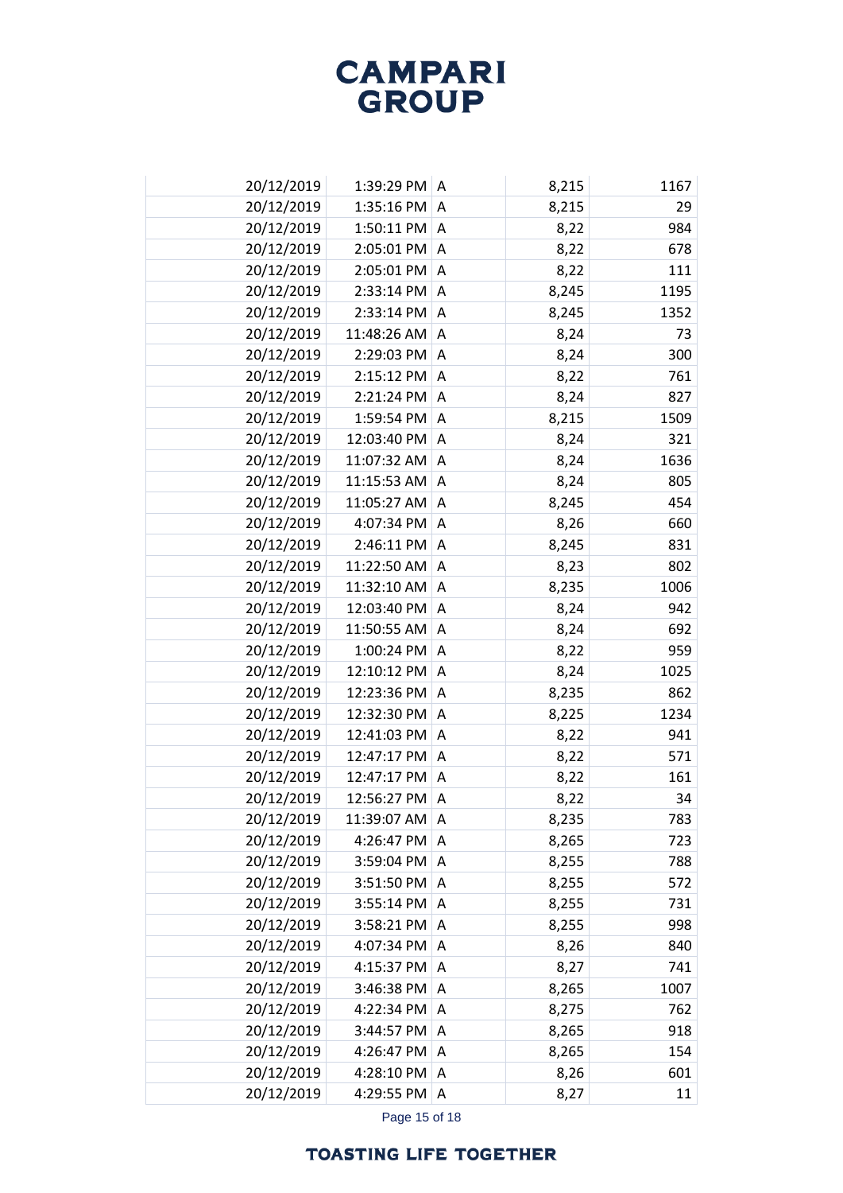| | | | | | |
|---|---|---|---|---|---|
| | 20/12/2019 | 1:39:29 PM | A | 8,215 | 1167 |
| | 20/12/2019 | 1:35:16 PM | A | 8,215 | 29 |
| | 20/12/2019 | 1:50:11 PM | A | 8,22 | 984 |
| | 20/12/2019 | 2:05:01 PM | A | 8,22 | 678 |
| | 20/12/2019 | 2:05:01 PM | A | 8,22 | 111 |
| | 20/12/2019 | 2:33:14 PM | A | 8,245 | 1195 |
| | 20/12/2019 | 2:33:14 PM | A | 8,245 | 1352 |
| | 20/12/2019 | 11:48:26 AM | A | 8,24 | 73 |
| | 20/12/2019 | 2:29:03 PM | A | 8,24 | 300 |
| | 20/12/2019 | 2:15:12 PM | A | 8,22 | 761 |
| | 20/12/2019 | 2:21:24 PM | A | 8,24 | 827 |
| | 20/12/2019 | 1:59:54 PM | A | 8,215 | 1509 |
| | 20/12/2019 | 12:03:40 PM | A | 8,24 | 321 |
| | 20/12/2019 | 11:07:32 AM | A | 8,24 | 1636 |
| | 20/12/2019 | 11:15:53 AM | A | 8,24 | 805 |
| | 20/12/2019 | 11:05:27 AM | A | 8,245 | 454 |
| | 20/12/2019 | 4:07:34 PM | A | 8,26 | 660 |
| | 20/12/2019 | 2:46:11 PM | A | 8,245 | 831 |
| | 20/12/2019 | 11:22:50 AM | A | 8,23 | 802 |
| | 20/12/2019 | 11:32:10 AM | A | 8,235 | 1006 |
| | 20/12/2019 | 12:03:40 PM | A | 8,24 | 942 |
| | 20/12/2019 | 11:50:55 AM | A | 8,24 | 692 |
| | 20/12/2019 | 1:00:24 PM | A | 8,22 | 959 |
| | 20/12/2019 | 12:10:12 PM | A | 8,24 | 1025 |
| | 20/12/2019 | 12:23:36 PM | A | 8,235 | 862 |
| | 20/12/2019 | 12:32:30 PM | A | 8,225 | 1234 |
| | 20/12/2019 | 12:41:03 PM | A | 8,22 | 941 |
| | 20/12/2019 | 12:47:17 PM | A | 8,22 | 571 |
| | 20/12/2019 | 12:47:17 PM | A | 8,22 | 161 |
| | 20/12/2019 | 12:56:27 PM | A | 8,22 | 34 |
| | 20/12/2019 | 11:39:07 AM | A | 8,235 | 783 |
| | 20/12/2019 | 4:26:47 PM | A | 8,265 | 723 |
| | 20/12/2019 | 3:59:04 PM | A | 8,255 | 788 |
| | 20/12/2019 | 3:51:50 PM | A | 8,255 | 572 |
| | 20/12/2019 | 3:55:14 PM | A | 8,255 | 731 |
| | 20/12/2019 | 3:58:21 PM | A | 8,255 | 998 |
| | 20/12/2019 | 4:07:34 PM | A | 8,26 | 840 |
| | 20/12/2019 | 4:15:37 PM | A | 8,27 | 741 |
| | 20/12/2019 | 3:46:38 PM | A | 8,265 | 1007 |
| | 20/12/2019 | 4:22:34 PM | A | 8,275 | 762 |
| | 20/12/2019 | 3:44:57 PM | A | 8,265 | 918 |
| | 20/12/2019 | 4:26:47 PM | A | 8,265 | 154 |
| | 20/12/2019 | 4:28:10 PM | A | 8,26 | 601 |
| | 20/12/2019 | 4:29:55 PM | A | 8,27 | 11 |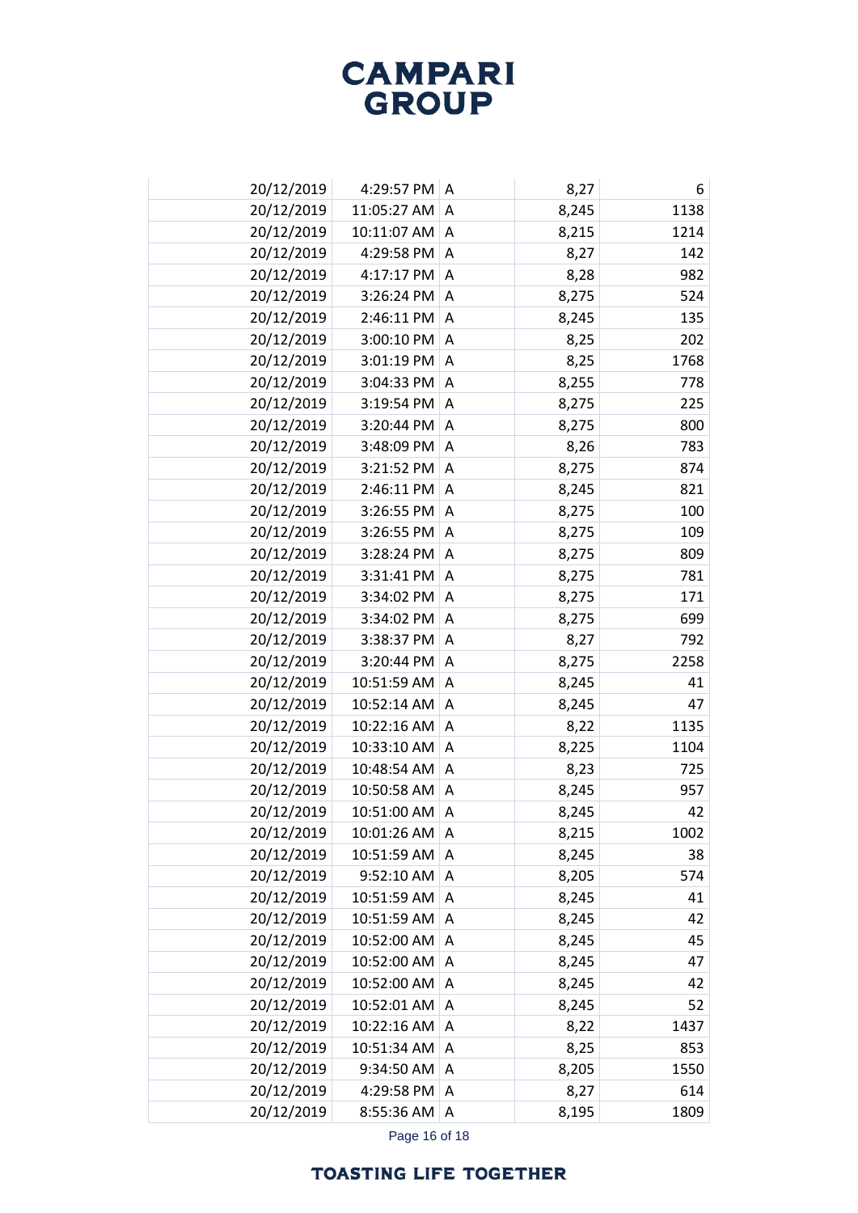| | | | | |
|---|---|---|---|---|
| 20/12/2019 | 4:29:57 PM | A | 8,27 | 6 |
| 20/12/2019 | 11:05:27 AM | A | 8,245 | 1138 |
| 20/12/2019 | 10:11:07 AM | A | 8,215 | 1214 |
| 20/12/2019 | 4:29:58 PM | A | 8,27 | 142 |
| 20/12/2019 | 4:17:17 PM | A | 8,28 | 982 |
| 20/12/2019 | 3:26:24 PM | A | 8,275 | 524 |
| 20/12/2019 | 2:46:11 PM | A | 8,245 | 135 |
| 20/12/2019 | 3:00:10 PM | A | 8,25 | 202 |
| 20/12/2019 | 3:01:19 PM | A | 8,25 | 1768 |
| 20/12/2019 | 3:04:33 PM | A | 8,255 | 778 |
| 20/12/2019 | 3:19:54 PM | A | 8,275 | 225 |
| 20/12/2019 | 3:20:44 PM | A | 8,275 | 800 |
| 20/12/2019 | 3:48:09 PM | A | 8,26 | 783 |
| 20/12/2019 | 3:21:52 PM | A | 8,275 | 874 |
| 20/12/2019 | 2:46:11 PM | A | 8,245 | 821 |
| 20/12/2019 | 3:26:55 PM | A | 8,275 | 100 |
| 20/12/2019 | 3:26:55 PM | A | 8,275 | 109 |
| 20/12/2019 | 3:28:24 PM | A | 8,275 | 809 |
| 20/12/2019 | 3:31:41 PM | A | 8,275 | 781 |
| 20/12/2019 | 3:34:02 PM | A | 8,275 | 171 |
| 20/12/2019 | 3:34:02 PM | A | 8,275 | 699 |
| 20/12/2019 | 3:38:37 PM | A | 8,27 | 792 |
| 20/12/2019 | 3:20:44 PM | A | 8,275 | 2258 |
| 20/12/2019 | 10:51:59 AM | A | 8,245 | 41 |
| 20/12/2019 | 10:52:14 AM | A | 8,245 | 47 |
| 20/12/2019 | 10:22:16 AM | A | 8,22 | 1135 |
| 20/12/2019 | 10:33:10 AM | A | 8,225 | 1104 |
| 20/12/2019 | 10:48:54 AM | A | 8,23 | 725 |
| 20/12/2019 | 10:50:58 AM | A | 8,245 | 957 |
| 20/12/2019 | 10:51:00 AM | A | 8,245 | 42 |
| 20/12/2019 | 10:01:26 AM | A | 8,215 | 1002 |
| 20/12/2019 | 10:51:59 AM | A | 8,245 | 38 |
| 20/12/2019 | 9:52:10 AM | A | 8,205 | 574 |
| 20/12/2019 | 10:51:59 AM | A | 8,245 | 41 |
| 20/12/2019 | 10:51:59 AM | A | 8,245 | 42 |
| 20/12/2019 | 10:52:00 AM | A | 8,245 | 45 |
| 20/12/2019 | 10:52:00 AM | A | 8,245 | 47 |
| 20/12/2019 | 10:52:00 AM | A | 8,245 | 42 |
| 20/12/2019 | 10:52:01 AM | A | 8,245 | 52 |
| 20/12/2019 | 10:22:16 AM | A | 8,22 | 1437 |
| 20/12/2019 | 10:51:34 AM | A | 8,25 | 853 |
| 20/12/2019 | 9:34:50 AM | A | 8,205 | 1550 |
| 20/12/2019 | 4:29:58 PM | A | 8,27 | 614 |
| 20/12/2019 | 8:55:36 AM | A | 8,195 | 1809 |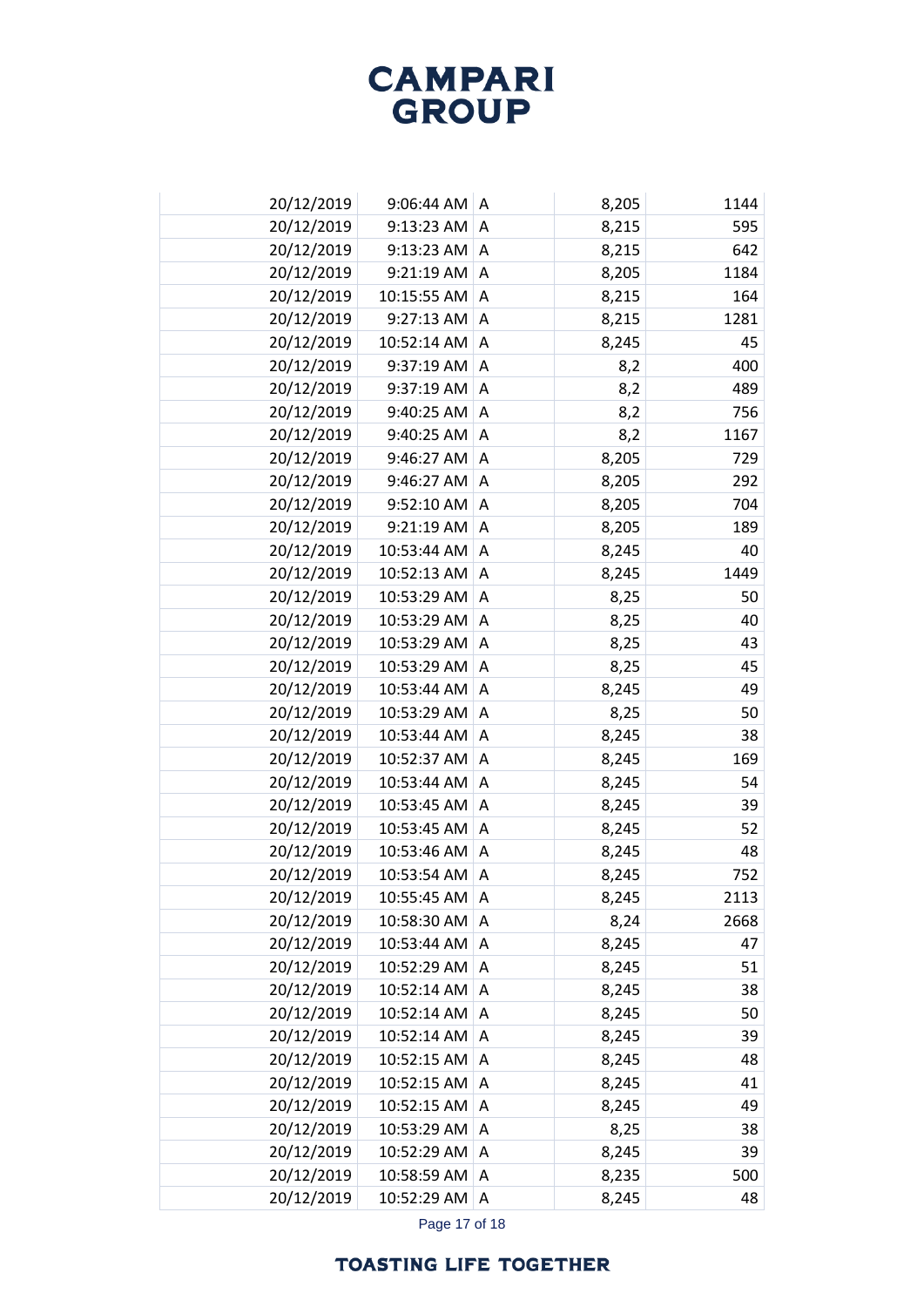| | | | | | |
|---|---|---|---|---|---|
| | 20/12/2019 | 9:06:44 AM | A | 8,205 | 1144 |
| | 20/12/2019 | 9:13:23 AM | A | 8,215 | 595 |
| | 20/12/2019 | 9:13:23 AM | A | 8,215 | 642 |
| | 20/12/2019 | 9:21:19 AM | A | 8,205 | 1184 |
| | 20/12/2019 | 10:15:55 AM | A | 8,215 | 164 |
| | 20/12/2019 | 9:27:13 AM | A | 8,215 | 1281 |
| | 20/12/2019 | 10:52:14 AM | A | 8,245 | 45 |
| | 20/12/2019 | 9:37:19 AM | A | 8,2 | 400 |
| | 20/12/2019 | 9:37:19 AM | A | 8,2 | 489 |
| | 20/12/2019 | 9:40:25 AM | A | 8,2 | 756 |
| | 20/12/2019 | 9:40:25 AM | A | 8,2 | 1167 |
| | 20/12/2019 | 9:46:27 AM | A | 8,205 | 729 |
| | 20/12/2019 | 9:46:27 AM | A | 8,205 | 292 |
| | 20/12/2019 | 9:52:10 AM | A | 8,205 | 704 |
| | 20/12/2019 | 9:21:19 AM | A | 8,205 | 189 |
| | 20/12/2019 | 10:53:44 AM | A | 8,245 | 40 |
| | 20/12/2019 | 10:52:13 AM | A | 8,245 | 1449 |
| | 20/12/2019 | 10:53:29 AM | A | 8,25 | 50 |
| | 20/12/2019 | 10:53:29 AM | A | 8,25 | 40 |
| | 20/12/2019 | 10:53:29 AM | A | 8,25 | 43 |
| | 20/12/2019 | 10:53:29 AM | A | 8,25 | 45 |
| | 20/12/2019 | 10:53:44 AM | A | 8,245 | 49 |
| | 20/12/2019 | 10:53:29 AM | A | 8,25 | 50 |
| | 20/12/2019 | 10:53:44 AM | A | 8,245 | 38 |
| | 20/12/2019 | 10:52:37 AM | A | 8,245 | 169 |
| | 20/12/2019 | 10:53:44 AM | A | 8,245 | 54 |
| | 20/12/2019 | 10:53:45 AM | A | 8,245 | 39 |
| | 20/12/2019 | 10:53:45 AM | A | 8,245 | 52 |
| | 20/12/2019 | 10:53:46 AM | A | 8,245 | 48 |
| | 20/12/2019 | 10:53:54 AM | A | 8,245 | 752 |
| | 20/12/2019 | 10:55:45 AM | A | 8,245 | 2113 |
| | 20/12/2019 | 10:58:30 AM | A | 8,24 | 2668 |
| | 20/12/2019 | 10:53:44 AM | A | 8,245 | 47 |
| | 20/12/2019 | 10:52:29 AM | A | 8,245 | 51 |
| | 20/12/2019 | 10:52:14 AM | A | 8,245 | 38 |
| | 20/12/2019 | 10:52:14 AM | A | 8,245 | 50 |
| | 20/12/2019 | 10:52:14 AM | A | 8,245 | 39 |
| | 20/12/2019 | 10:52:15 AM | A | 8,245 | 48 |
| | 20/12/2019 | 10:52:15 AM | A | 8,245 | 41 |
| | 20/12/2019 | 10:52:15 AM | A | 8,245 | 49 |
| | 20/12/2019 | 10:53:29 AM | A | 8,25 | 38 |
| | 20/12/2019 | 10:52:29 AM | A | 8,245 | 39 |
| | 20/12/2019 | 10:58:59 AM | A | 8,235 | 500 |
| | 20/12/2019 | 10:52:29 AM | A | 8,245 | 48 |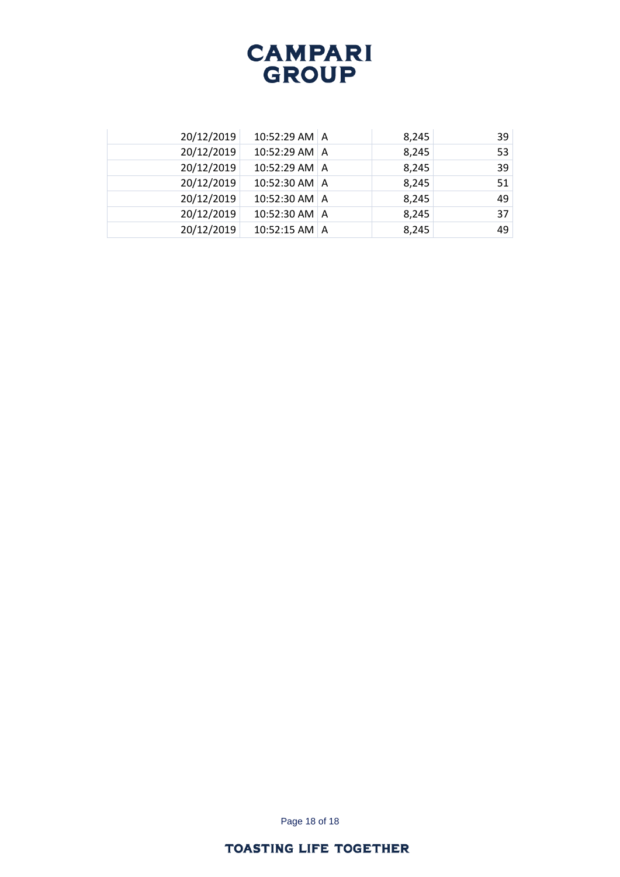| | | | | |
|---|---|---|---|---|
| 20/12/2019 | 10:52:29 AM | A | 8,245 | 39 |
| 20/12/2019 | 10:52:29 AM | A | 8,245 | 53 |
| 20/12/2019 | 10:52:29 AM | A | 8,245 | 39 |
| 20/12/2019 | 10:52:30 AM | A | 8,245 | 51 |
| 20/12/2019 | 10:52:30 AM | A | 8,245 | 49 |
| 20/12/2019 | 10:52:30 AM | A | 8,245 | 37 |
| 20/12/2019 | 10:52:15 AM | A | 8,245 | 49 |